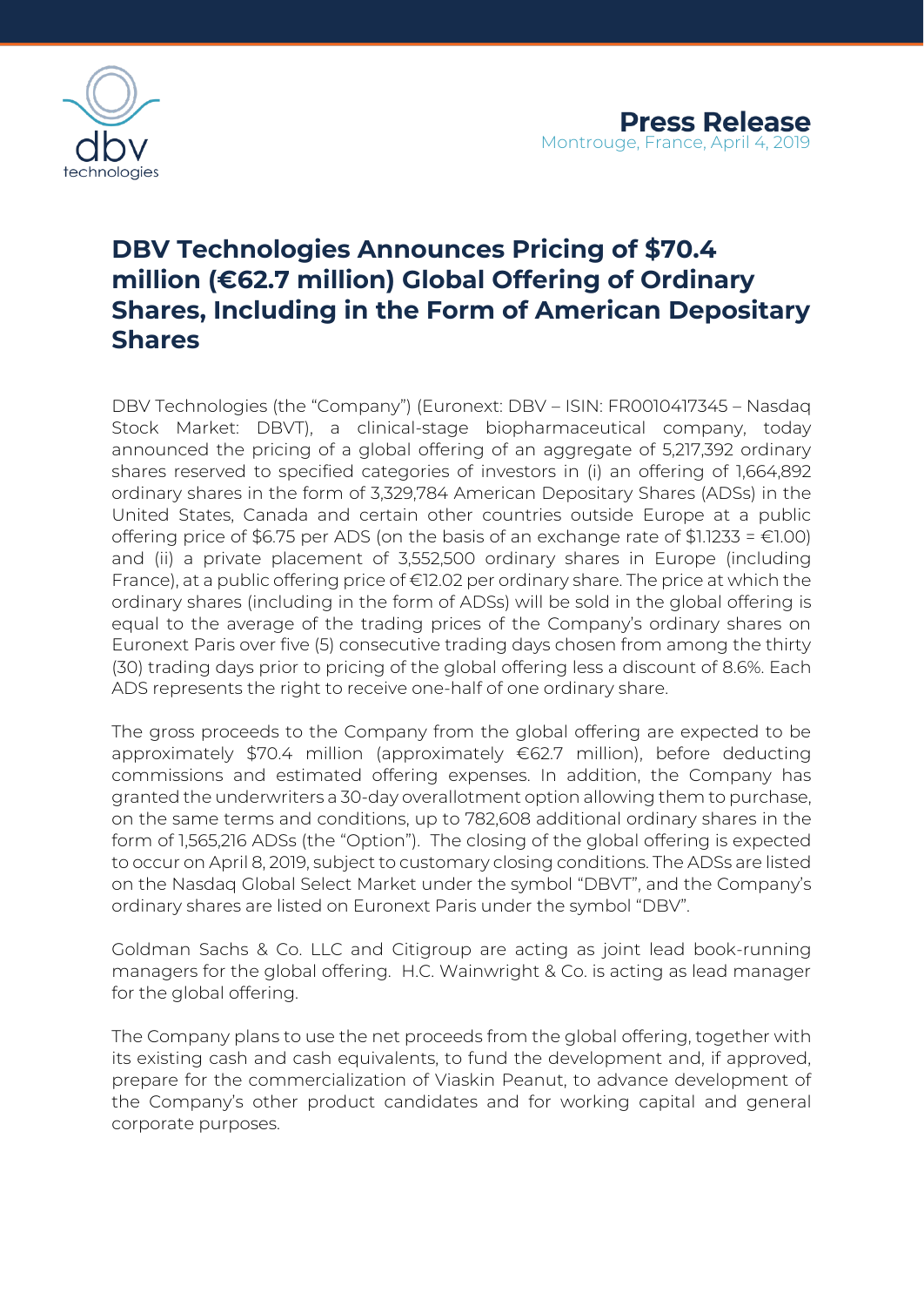**Press Release**
Montrouge, France, April 4, 2019

# DBV Technologies Announces Pricing of $70.4 million (€62.7 million) Global Offering of Ordinary Shares, Including in the Form of American Depositary Shares

DBV Technologies (the "Company") (Euronext: DBV – ISIN: FR0010417345 – Nasdaq Stock Market: DBVT), a clinical-stage biopharmaceutical company, today announced the pricing of a global offering of an aggregate of 5,217,392 ordinary shares reserved to specified categories of investors in (i) an offering of 1,664,892 ordinary shares in the form of 3,329,784 American Depositary Shares (ADSs) in the United States, Canada and certain other countries outside Europe at a public offering price of $6.75 per ADS (on the basis of an exchange rate of $1.1233 = €1.00) and (ii) a private placement of 3,552,500 ordinary shares in Europe (including France), at a public offering price of €12.02 per ordinary share. The price at which the ordinary shares (including in the form of ADSs) will be sold in the global offering is equal to the average of the trading prices of the Company's ordinary shares on Euronext Paris over five (5) consecutive trading days chosen from among the thirty (30) trading days prior to pricing of the global offering less a discount of 8.6%. Each ADS represents the right to receive one-half of one ordinary share.

The gross proceeds to the Company from the global offering are expected to be approximately $70.4 million (approximately €62.7 million), before deducting commissions and estimated offering expenses. In addition, the Company has granted the underwriters a 30-day overallotment option allowing them to purchase, on the same terms and conditions, up to 782,608 additional ordinary shares in the form of 1,565,216 ADSs (the "Option"). The closing of the global offering is expected to occur on April 8, 2019, subject to customary closing conditions. The ADSs are listed on the Nasdaq Global Select Market under the symbol "DBVT", and the Company's ordinary shares are listed on Euronext Paris under the symbol "DBV".

Goldman Sachs & Co. LLC and Citigroup are acting as joint lead book-running managers for the global offering. H.C. Wainwright & Co. is acting as lead manager for the global offering.

The Company plans to use the net proceeds from the global offering, together with its existing cash and cash equivalents, to fund the development and, if approved, prepare for the commercialization of Viaskin Peanut, to advance development of the Company's other product candidates and for working capital and general corporate purposes.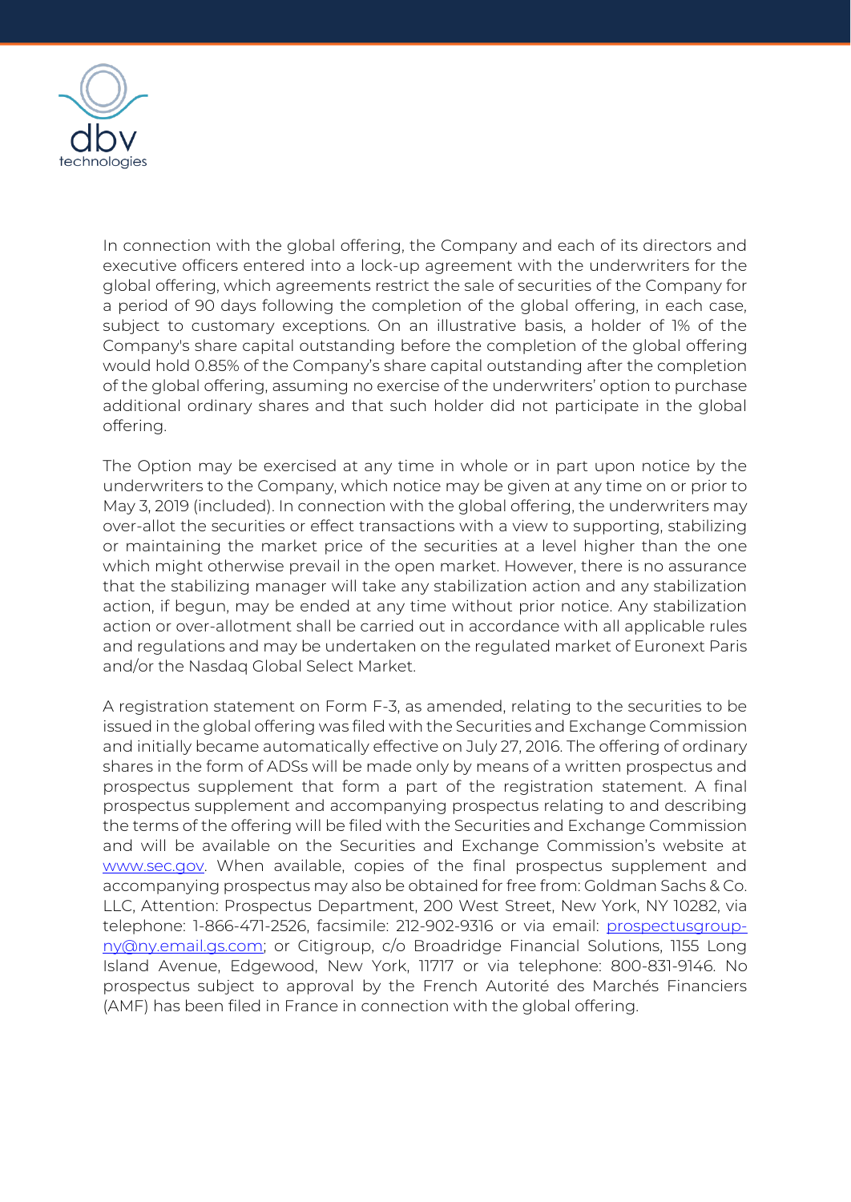In connection with the global offering, the Company and each of its directors and executive officers entered into a lock-up agreement with the underwriters for the global offering, which agreements restrict the sale of securities of the Company for a period of 90 days following the completion of the global offering, in each case, subject to customary exceptions. On an illustrative basis, a holder of 1% of the Company's share capital outstanding before the completion of the global offering would hold 0.85% of the Company's share capital outstanding after the completion of the global offering, assuming no exercise of the underwriters' option to purchase additional ordinary shares and that such holder did not participate in the global offering.

The Option may be exercised at any time in whole or in part upon notice by the underwriters to the Company, which notice may be given at any time on or prior to May 3, 2019 (included). In connection with the global offering, the underwriters may over-allot the securities or effect transactions with a view to supporting, stabilizing or maintaining the market price of the securities at a level higher than the one which might otherwise prevail in the open market. However, there is no assurance that the stabilizing manager will take any stabilization action and any stabilization action, if begun, may be ended at any time without prior notice. Any stabilization action or over-allotment shall be carried out in accordance with all applicable rules and regulations and may be undertaken on the regulated market of Euronext Paris and/or the Nasdaq Global Select Market.

A registration statement on Form F-3, as amended, relating to the securities to be issued in the global offering was filed with the Securities and Exchange Commission and initially became automatically effective on July 27, 2016. The offering of ordinary shares in the form of ADSs will be made only by means of a written prospectus and prospectus supplement that form a part of the registration statement. A final prospectus supplement and accompanying prospectus relating to and describing the terms of the offering will be filed with the Securities and Exchange Commission and will be available on the Securities and Exchange Commission's website at www.sec.gov. When available, copies of the final prospectus supplement and accompanying prospectus may also be obtained for free from: Goldman Sachs & Co. LLC, Attention: Prospectus Department, 200 West Street, New York, NY 10282, via telephone: 1-866-471-2526, facsimile: 212-902-9316 or via email: prospectusgroup-ny@ny.email.gs.com; or Citigroup, c/o Broadridge Financial Solutions, 1155 Long Island Avenue, Edgewood, New York, 11717 or via telephone: 800-831-9146. No prospectus subject to approval by the French Autorité des Marchés Financiers (AMF) has been filed in France in connection with the global offering.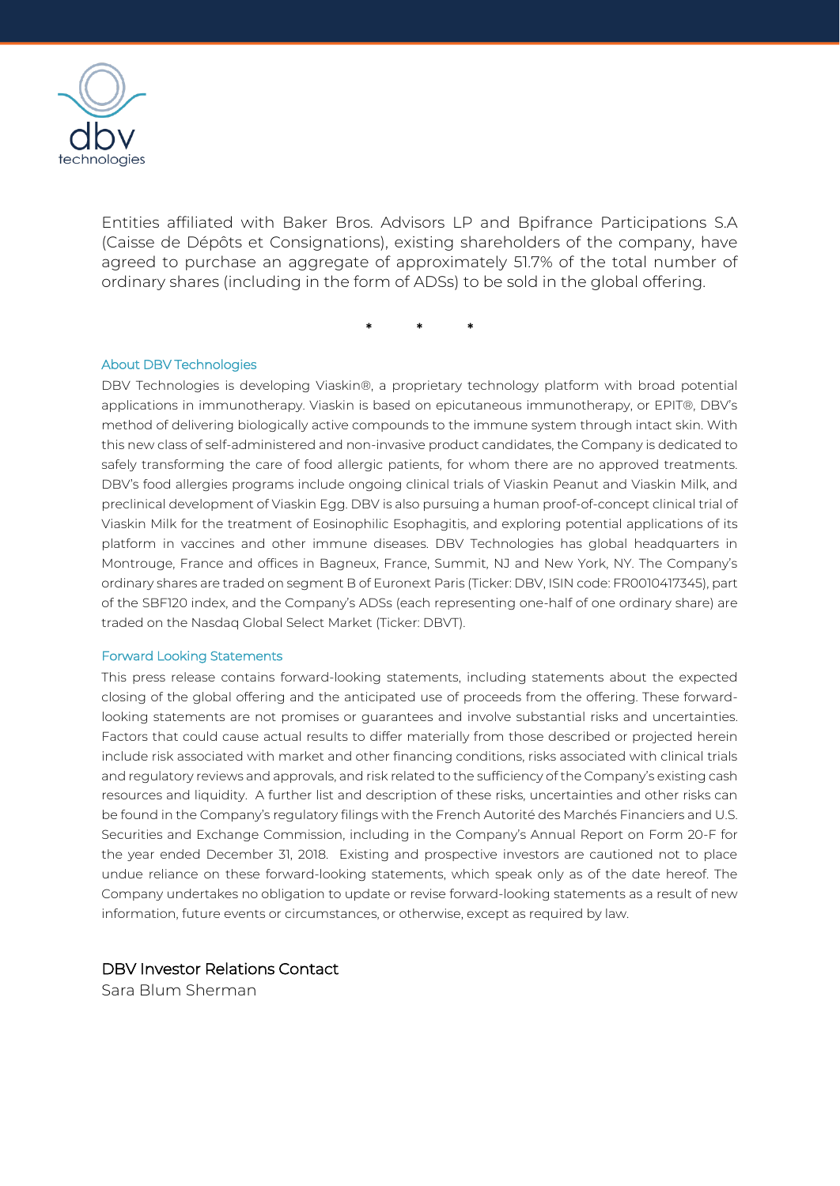Entities affiliated with Baker Bros. Advisors LP and Bpifrance Participations S.A (Caisse de Dépôts et Consignations), existing shareholders of the company, have agreed to purchase an aggregate of approximately 51.7% of the total number of ordinary shares (including in the form of ADSs) to be sold in the global offering.

\* \* \*

### About DBV Technologies

DBV Technologies is developing Viaskin®, a proprietary technology platform with broad potential applications in immunotherapy. Viaskin is based on epicutaneous immunotherapy, or EPIT®, DBV's method of delivering biologically active compounds to the immune system through intact skin. With this new class of self-administered and non-invasive product candidates, the Company is dedicated to safely transforming the care of food allergic patients, for whom there are no approved treatments. DBV's food allergies programs include ongoing clinical trials of Viaskin Peanut and Viaskin Milk, and preclinical development of Viaskin Egg. DBV is also pursuing a human proof-of-concept clinical trial of Viaskin Milk for the treatment of Eosinophilic Esophagitis, and exploring potential applications of its platform in vaccines and other immune diseases. DBV Technologies has global headquarters in Montrouge, France and offices in Bagneux, France, Summit, NJ and New York, NY. The Company's ordinary shares are traded on segment B of Euronext Paris (Ticker: DBV, ISIN code: FR0010417345), part of the SBF120 index, and the Company's ADSs (each representing one-half of one ordinary share) are traded on the Nasdaq Global Select Market (Ticker: DBVT).

### Forward Looking Statements

This press release contains forward-looking statements, including statements about the expected closing of the global offering and the anticipated use of proceeds from the offering. These forward-looking statements are not promises or guarantees and involve substantial risks and uncertainties. Factors that could cause actual results to differ materially from those described or projected herein include risk associated with market and other financing conditions, risks associated with clinical trials and regulatory reviews and approvals, and risk related to the sufficiency of the Company's existing cash resources and liquidity. A further list and description of these risks, uncertainties and other risks can be found in the Company's regulatory filings with the French Autorité des Marchés Financiers and U.S. Securities and Exchange Commission, including in the Company's Annual Report on Form 20-F for the year ended December 31, 2018. Existing and prospective investors are cautioned not to place undue reliance on these forward-looking statements, which speak only as of the date hereof. The Company undertakes no obligation to update or revise forward-looking statements as a result of new information, future events or circumstances, or otherwise, except as required by law.

### DBV Investor Relations Contact

Sara Blum Sherman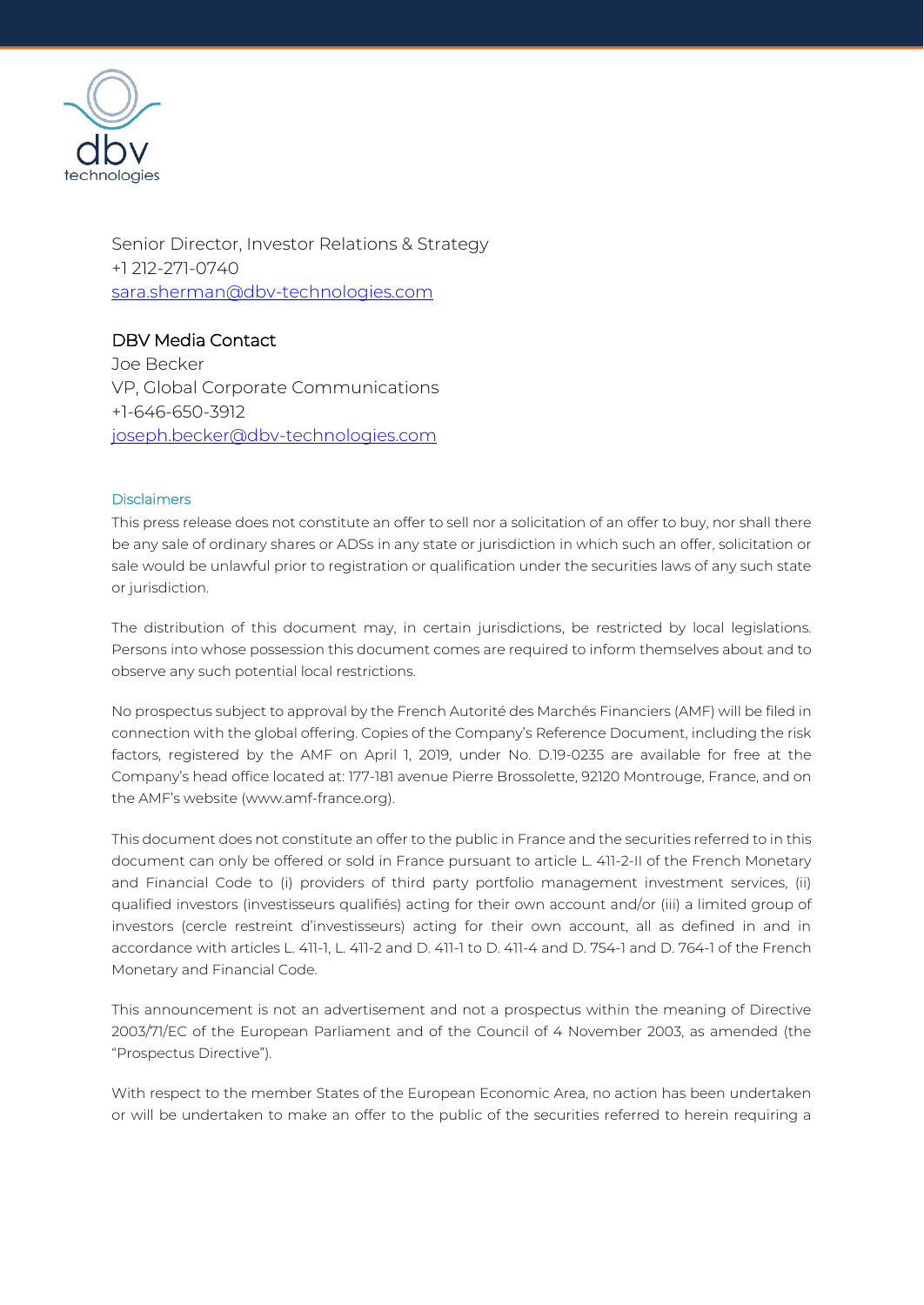Senior Director, Investor Relations & Strategy
+1 212-271-0740
[sara.sherman@dbv-technologies.com](mailto:sara.sherman@dbv-technologies.com)

**DBV Media Contact**
Joe Becker
VP, Global Corporate Communications
+1-646-650-3912
[joseph.becker@dbv-technologies.com](mailto:joseph.becker@dbv-technologies.com)

### Disclaimers

This press release does not constitute an offer to sell nor a solicitation of an offer to buy, nor shall there be any sale of ordinary shares or ADSs in any state or jurisdiction in which such an offer, solicitation or sale would be unlawful prior to registration or qualification under the securities laws of any such state or jurisdiction.

The distribution of this document may, in certain jurisdictions, be restricted by local legislations. Persons into whose possession this document comes are required to inform themselves about and to observe any such potential local restrictions.

No prospectus subject to approval by the French Autorité des Marchés Financiers (AMF) will be filed in connection with the global offering. Copies of the Company's Reference Document, including the risk factors, registered by the AMF on April 1, 2019, under No. D.19-0235 are available for free at the Company's head office located at: 177-181 avenue Pierre Brossolette, 92120 Montrouge, France, and on the AMF's website (www.amf-france.org).

This document does not constitute an offer to the public in France and the securities referred to in this document can only be offered or sold in France pursuant to article L. 411-2-II of the French Monetary and Financial Code to (i) providers of third party portfolio management investment services, (ii) qualified investors (investisseurs qualifiés) acting for their own account and/or (iii) a limited group of investors (cercle restreint d'investisseurs) acting for their own account, all as defined in and in accordance with articles L. 411-1, L. 411-2 and D. 411-1 to D. 411-4 and D. 754-1 and D. 764-1 of the French Monetary and Financial Code.

This announcement is not an advertisement and not a prospectus within the meaning of Directive 2003/71/EC of the European Parliament and of the Council of 4 November 2003, as amended (the "Prospectus Directive").

With respect to the member States of the European Economic Area, no action has been undertaken or will be undertaken to make an offer to the public of the securities referred to herein requiring a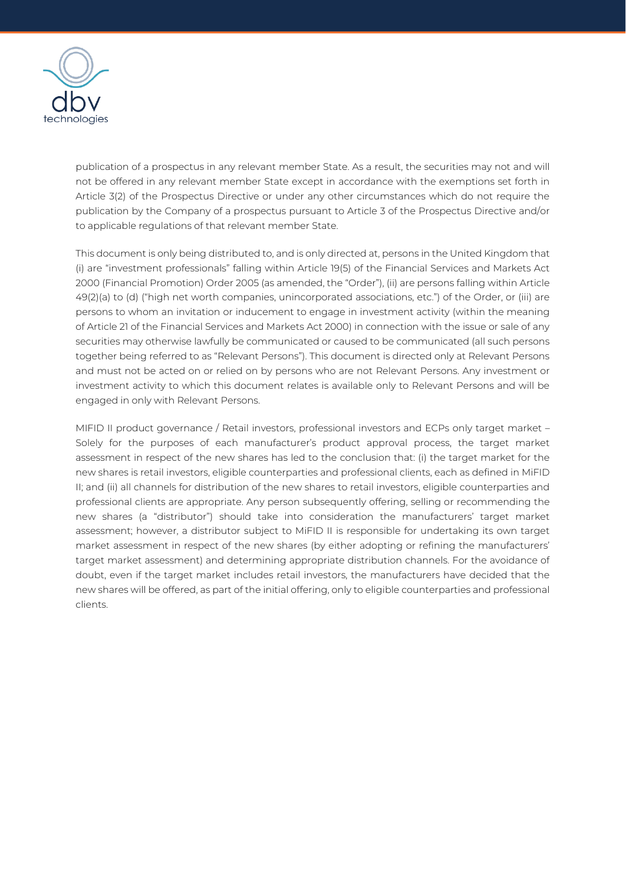publication of a prospectus in any relevant member State. As a result, the securities may not and will not be offered in any relevant member State except in accordance with the exemptions set forth in Article 3(2) of the Prospectus Directive or under any other circumstances which do not require the publication by the Company of a prospectus pursuant to Article 3 of the Prospectus Directive and/or to applicable regulations of that relevant member State.

This document is only being distributed to, and is only directed at, persons in the United Kingdom that (i) are "investment professionals" falling within Article 19(5) of the Financial Services and Markets Act 2000 (Financial Promotion) Order 2005 (as amended, the "Order"), (ii) are persons falling within Article 49(2)(a) to (d) ("high net worth companies, unincorporated associations, etc.") of the Order, or (iii) are persons to whom an invitation or inducement to engage in investment activity (within the meaning of Article 21 of the Financial Services and Markets Act 2000) in connection with the issue or sale of any securities may otherwise lawfully be communicated or caused to be communicated (all such persons together being referred to as "Relevant Persons"). This document is directed only at Relevant Persons and must not be acted on or relied on by persons who are not Relevant Persons. Any investment or investment activity to which this document relates is available only to Relevant Persons and will be engaged in only with Relevant Persons.

MIFID II product governance / Retail investors, professional investors and ECPs only target market – Solely for the purposes of each manufacturer's product approval process, the target market assessment in respect of the new shares has led to the conclusion that: (i) the target market for the new shares is retail investors, eligible counterparties and professional clients, each as defined in MiFID II; and (ii) all channels for distribution of the new shares to retail investors, eligible counterparties and professional clients are appropriate. Any person subsequently offering, selling or recommending the new shares (a "distributor") should take into consideration the manufacturers' target market assessment; however, a distributor subject to MiFID II is responsible for undertaking its own target market assessment in respect of the new shares (by either adopting or refining the manufacturers' target market assessment) and determining appropriate distribution channels. For the avoidance of doubt, even if the target market includes retail investors, the manufacturers have decided that the new shares will be offered, as part of the initial offering, only to eligible counterparties and professional clients.